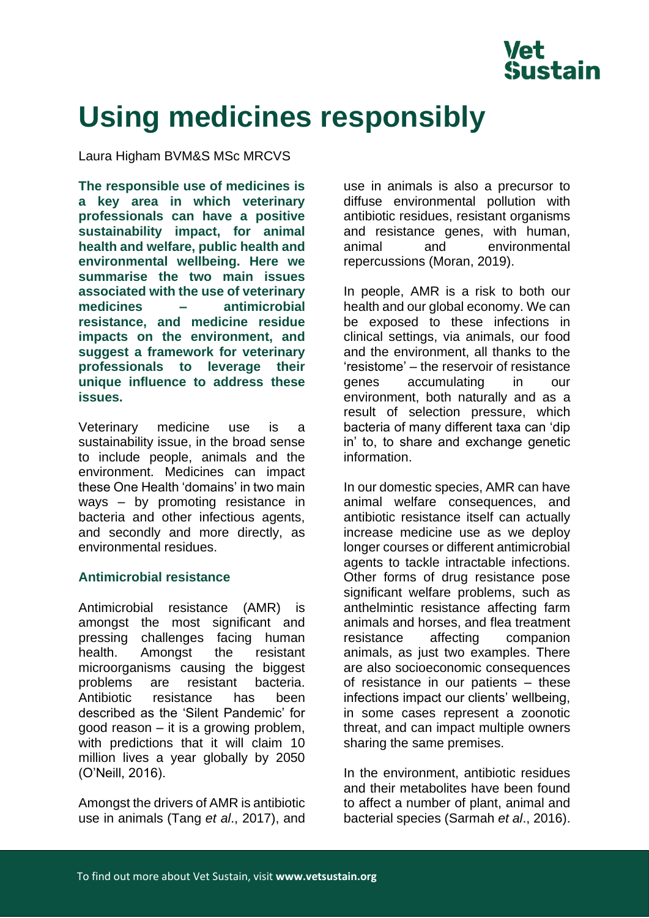# Using medicines responsibly

Laura Higham BVM&S MSc MRCVS

**The responsible use of medicines is a key area in which veterinary professionals can have a positive sustainability impact, for animal health and welfare, public health and environmental wellbeing. Here we summarise the two main issues associated with the use of veterinary medicines – antimicrobial resistance, and medicine residue impacts on the environment, and suggest a framework for veterinary professionals to leverage their unique influence to address these issues.**

Veterinary medicine use is a sustainability issue, in the broad sense to include people, animals and the environment. Medicines can impact these One Health 'domains' in two main ways – by promoting resistance in bacteria and other infectious agents, and secondly and more directly, as environmental residues.

## Antimicrobial resistance

Antimicrobial resistance (AMR) is amongst the most significant and pressing challenges facing human health. Amongst the resistant microorganisms causing the biggest problems are resistant bacteria. Antibiotic resistance has been described as the 'Silent Pandemic' for good reason – it is a growing problem, with predictions that it will claim 10 million lives a year globally by 2050 (O'Neill, 2016).

Amongst the drivers of AMR is antibiotic use in animals (Tang *et al*., 2017), and use in animals is also a precursor to diffuse environmental pollution with antibiotic residues, resistant organisms and resistance genes, with human, animal and environmental repercussions (Moran, 2019).

In people, AMR is a risk to both our health and our global economy. We can be exposed to these infections in clinical settings, via animals, our food and the environment, all thanks to the 'resistome' – the reservoir of resistance genes accumulating in our environment, both naturally and as a result of selection pressure, which bacteria of many different taxa can 'dip in' to, to share and exchange genetic information.

In our domestic species, AMR can have animal welfare consequences, and antibiotic resistance itself can actually increase medicine use as we deploy longer courses or different antimicrobial agents to tackle intractable infections. Other forms of drug resistance pose significant welfare problems, such as anthelmintic resistance affecting farm animals and horses, and flea treatment resistance affecting companion animals, as just two examples. There are also socioeconomic consequences of resistance in our patients – these infections impact our clients' wellbeing, in some cases represent a zoonotic threat, and can impact multiple owners sharing the same premises.

In the environment, antibiotic residues and their metabolites have been found to affect a number of plant, animal and bacterial species (Sarmah *et al*., 2016).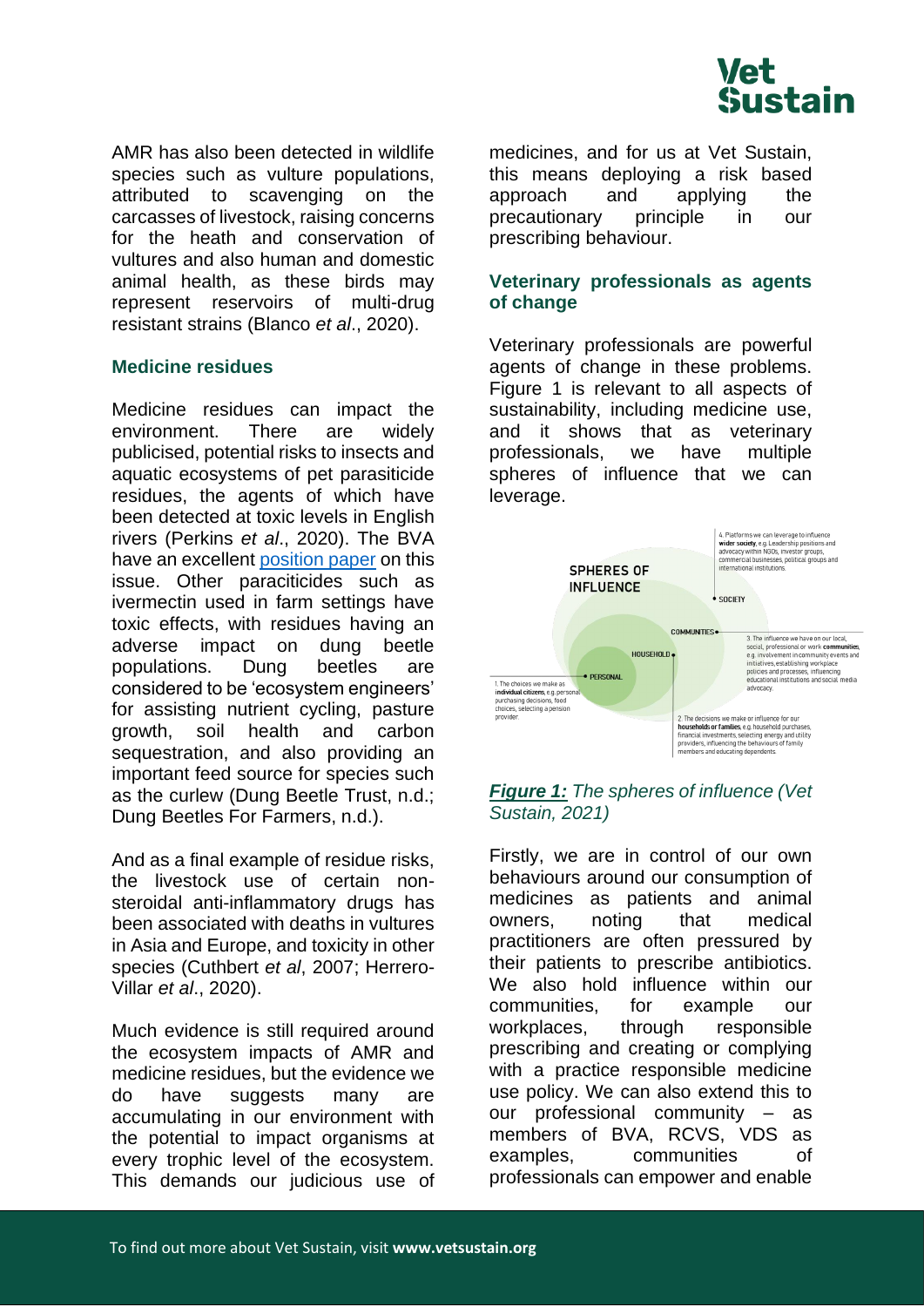AMR has also been detected in wildlife species such as vulture populations, attributed to scavenging on the carcasses of livestock, raising concerns for the heath and conservation of vultures and also human and domestic animal health, as these birds may represent reservoirs of multi-drug resistant strains (Blanco *et al*., 2020).

### Medicine residues

Medicine residues can impact the environment. There are widely publicised, potential risks to insects and aquatic ecosystems of pet parasiticide residues, the agents of which have been detected at toxic levels in English rivers (Perkins *et al*., 2020). The BVA have an excellent position paper on this issue. Other paraciticides such as ivermectin used in farm settings have toxic effects, with residues having an adverse impact on dung beetle populations. Dung beetles are considered to be 'ecosystem engineers' for assisting nutrient cycling, pasture growth, soil health and carbon sequestration, and also providing an important feed source for species such as the curlew (Dung Beetle Trust, n.d.; Dung Beetles For Farmers, n.d.).

And as a final example of residue risks, the livestock use of certain non-steroidal anti-inflammatory drugs has been associated with deaths in vultures in Asia and Europe, and toxicity in other species (Cuthbert *et al*, 2007; Herrero-Villar *et al*., 2020).

Much evidence is still required around the ecosystem impacts of AMR and medicine residues, but the evidence we do have suggests many are accumulating in our environment with the potential to impact organisms at every trophic level of the ecosystem. This demands our judicious use of medicines, and for us at Vet Sustain, this means deploying a risk based approach and applying the precautionary principle in our prescribing behaviour.

### Veterinary professionals as agents of change

Veterinary professionals are powerful agents of change in these problems. Figure 1 is relevant to all aspects of sustainability, including medicine use, and it shows that as veterinary professionals, we have multiple spheres of influence that we can leverage.

***Figure 1:*** *The spheres of influence (Vet Sustain, 2021)*

Firstly, we are in control of our own behaviours around our consumption of medicines as patients and animal owners, noting that medical practitioners are often pressured by their patients to prescribe antibiotics. We also hold influence within our communities, for example our workplaces, through responsible prescribing and creating or complying with a practice responsible medicine use policy. We can also extend this to our professional community – as members of BVA, RCVS, VDS as examples, communities of professionals can empower and enable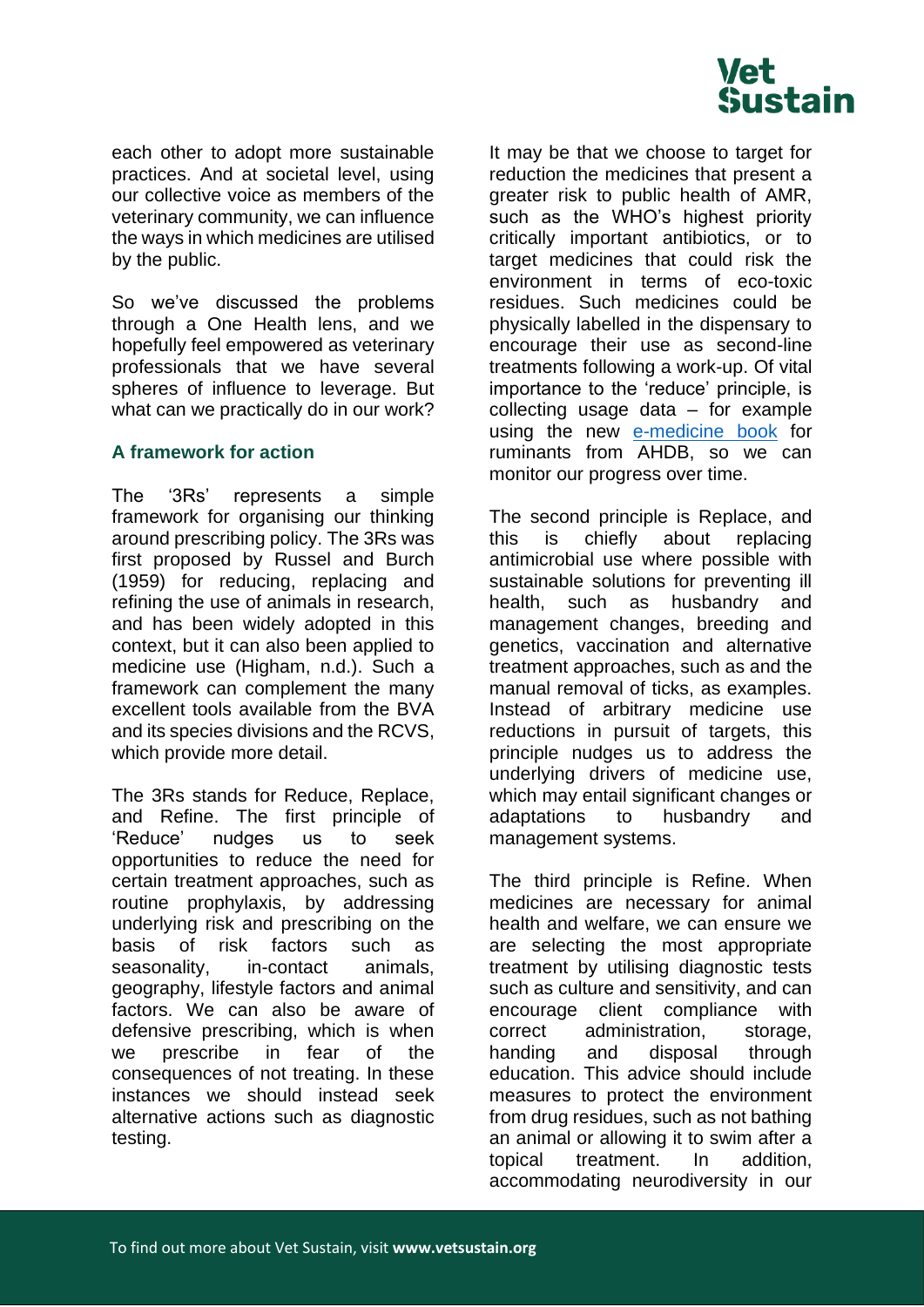each other to adopt more sustainable practices. And at societal level, using our collective voice as members of the veterinary community, we can influence the ways in which medicines are utilised by the public.

So we've discussed the problems through a One Health lens, and we hopefully feel empowered as veterinary professionals that we have several spheres of influence to leverage. But what can we practically do in our work?

## A framework for action

The '3Rs' represents a simple framework for organising our thinking around prescribing policy. The 3Rs was first proposed by Russel and Burch (1959) for reducing, replacing and refining the use of animals in research, and has been widely adopted in this context, but it can also been applied to medicine use (Higham, n.d.). Such a framework can complement the many excellent tools available from the BVA and its species divisions and the RCVS, which provide more detail.

The 3Rs stands for Reduce, Replace, and Refine. The first principle of 'Reduce' nudges us to seek opportunities to reduce the need for certain treatment approaches, such as routine prophylaxis, by addressing underlying risk and prescribing on the basis of risk factors such as seasonality, in-contact animals, geography, lifestyle factors and animal factors. We can also be aware of defensive prescribing, which is when we prescribe in fear of the consequences of not treating. In these instances we should instead seek alternative actions such as diagnostic testing.

It may be that we choose to target for reduction the medicines that present a greater risk to public health of AMR, such as the WHO's highest priority critically important antibiotics, or to target medicines that could risk the environment in terms of eco-toxic residues. Such medicines could be physically labelled in the dispensary to encourage their use as second-line treatments following a work-up. Of vital importance to the 'reduce' principle, is collecting usage data – for example using the new e-medicine book for ruminants from AHDB, so we can monitor our progress over time.

The second principle is Replace, and this is chiefly about replacing antimicrobial use where possible with sustainable solutions for preventing ill health, such as husbandry and management changes, breeding and genetics, vaccination and alternative treatment approaches, such as and the manual removal of ticks, as examples. Instead of arbitrary medicine use reductions in pursuit of targets, this principle nudges us to address the underlying drivers of medicine use, which may entail significant changes or adaptations to husbandry and management systems.

The third principle is Refine. When medicines are necessary for animal health and welfare, we can ensure we are selecting the most appropriate treatment by utilising diagnostic tests such as culture and sensitivity, and can encourage client compliance with correct administration, storage, handing and disposal through education. This advice should include measures to protect the environment from drug residues, such as not bathing an animal or allowing it to swim after a topical treatment. In addition, accommodating neurodiversity in our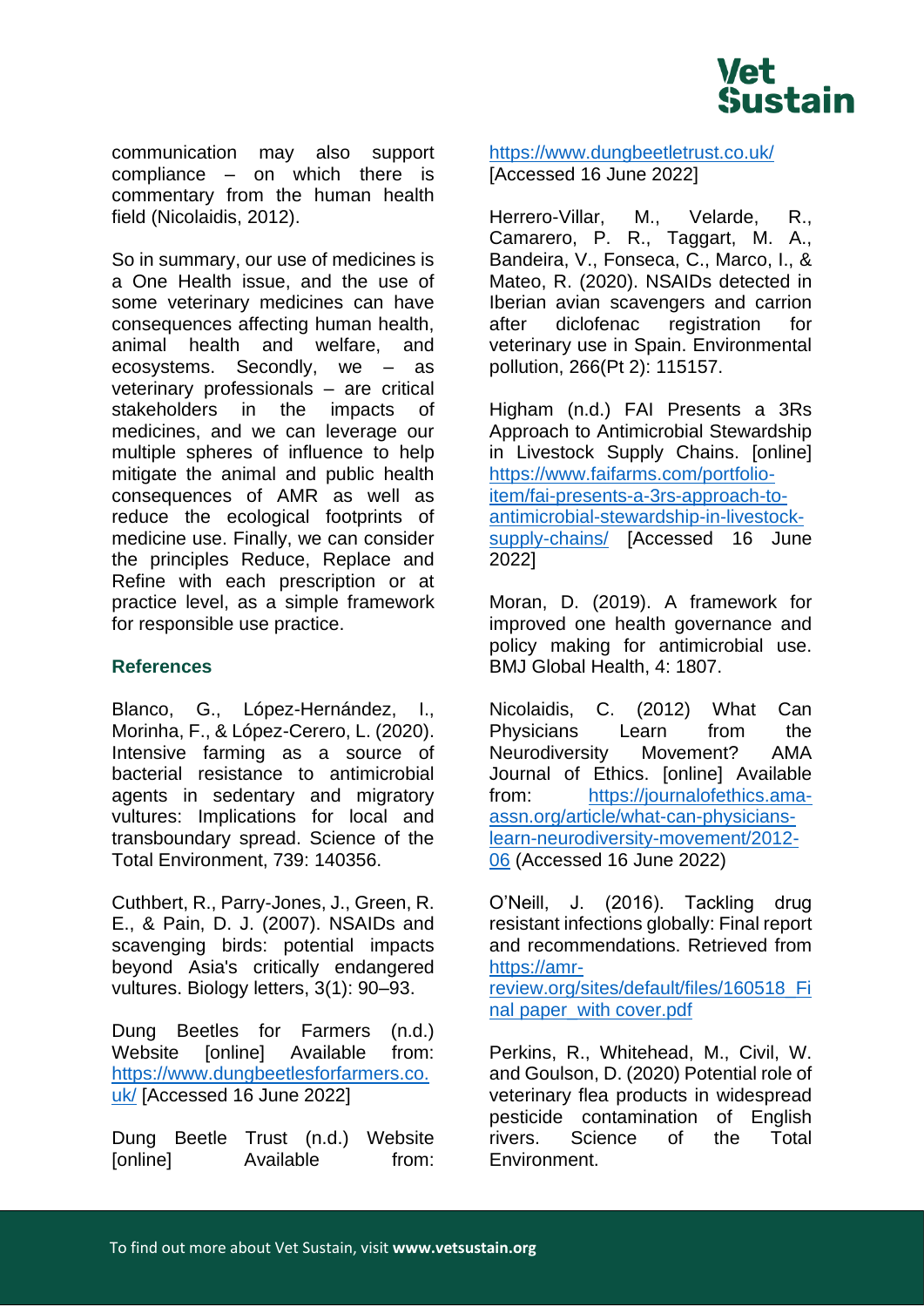communication may also support compliance – on which there is commentary from the human health field (Nicolaidis, 2012).

So in summary, our use of medicines is a One Health issue, and the use of some veterinary medicines can have consequences affecting human health, animal health and welfare, and ecosystems. Secondly, we – as veterinary professionals – are critical stakeholders in the impacts of medicines, and we can leverage our multiple spheres of influence to help mitigate the animal and public health consequences of AMR as well as reduce the ecological footprints of medicine use. Finally, we can consider the principles Reduce, Replace and Refine with each prescription or at practice level, as a simple framework for responsible use practice.

## References

Blanco, G., López-Hernández, I., Morinha, F., & López-Cerero, L. (2020). Intensive farming as a source of bacterial resistance to antimicrobial agents in sedentary and migratory vultures: Implications for local and transboundary spread. Science of the Total Environment, 739: 140356.

Cuthbert, R., Parry-Jones, J., Green, R. E., & Pain, D. J. (2007). NSAIDs and scavenging birds: potential impacts beyond Asia's critically endangered vultures. Biology letters, 3(1): 90–93.

Dung Beetles for Farmers (n.d.) Website [online] Available from: https://www.dungbeetlesforfarmers.co.uk/ [Accessed 16 June 2022]

Dung Beetle Trust (n.d.) Website [online] Available from: https://www.dungbeetletrust.co.uk/ [Accessed 16 June 2022]

Herrero-Villar, M., Velarde, R., Camarero, P. R., Taggart, M. A., Bandeira, V., Fonseca, C., Marco, I., & Mateo, R. (2020). NSAIDs detected in Iberian avian scavengers and carrion after diclofenac registration for veterinary use in Spain. Environmental pollution, 266(Pt 2): 115157.

Higham (n.d.) FAI Presents a 3Rs Approach to Antimicrobial Stewardship in Livestock Supply Chains. [online] https://www.faifarms.com/portfolio-item/fai-presents-a-3rs-approach-to-antimicrobial-stewardship-in-livestock-supply-chains/ [Accessed 16 June 2022]

Moran, D. (2019). A framework for improved one health governance and policy making for antimicrobial use. BMJ Global Health, 4: 1807.

Nicolaidis, C. (2012) What Can Physicians Learn from the Neurodiversity Movement? AMA Journal of Ethics. [online] Available from: https://journalofethics.ama-assn.org/article/what-can-physicians-learn-neurodiversity-movement/2012-06 (Accessed 16 June 2022)

O'Neill, J. (2016). Tackling drug resistant infections globally: Final report and recommendations. Retrieved from https://amr-review.org/sites/default/files/160518_Final paper_with cover.pdf

Perkins, R., Whitehead, M., Civil, W. and Goulson, D. (2020) Potential role of veterinary flea products in widespread pesticide contamination of English rivers. Science of the Total Environment.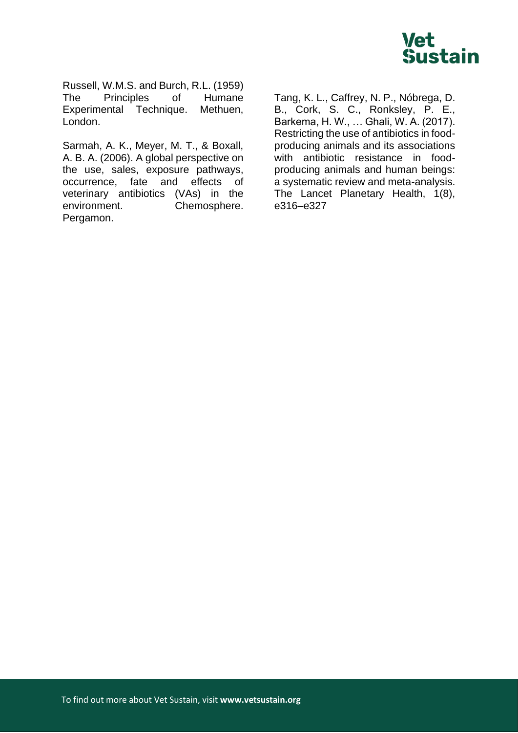Russell, W.M.S. and Burch, R.L. (1959) The Principles of Humane Experimental Technique. Methuen, London.

Sarmah, A. K., Meyer, M. T., & Boxall, A. B. A. (2006). A global perspective on the use, sales, exposure pathways, occurrence, fate and effects of veterinary antibiotics (VAs) in the environment. Chemosphere. Pergamon.

Tang, K. L., Caffrey, N. P., Nóbrega, D. B., Cork, S. C., Ronksley, P. E., Barkema, H. W., … Ghali, W. A. (2017). Restricting the use of antibiotics in food-producing animals and its associations with antibiotic resistance in food-producing animals and human beings: a systematic review and meta-analysis. The Lancet Planetary Health, 1(8), e316–e327